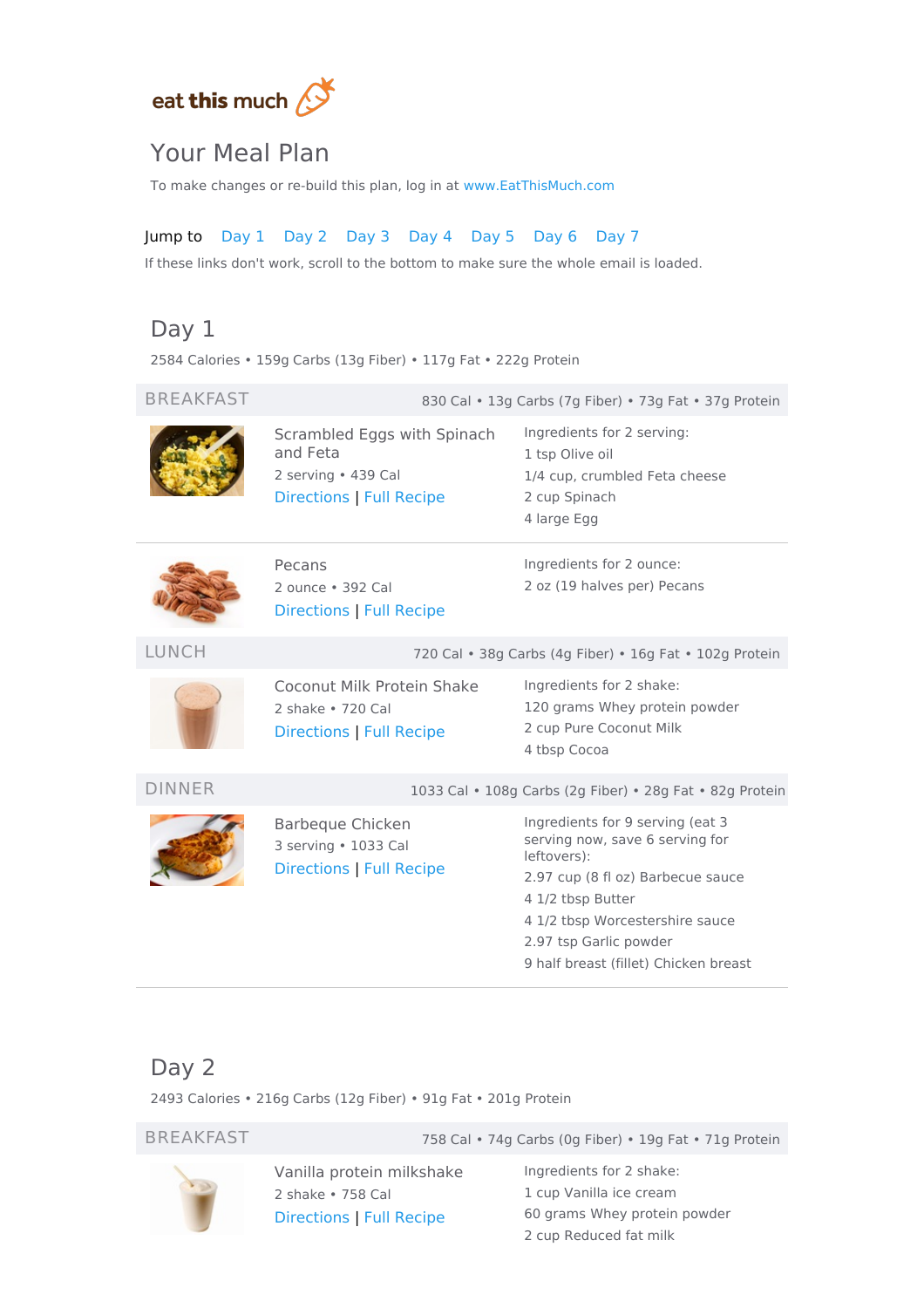eat this much

# Your Meal Plan

To make changes or re-build this plan, log in at www.EatThisMuch.com

Jump to Day 1 Day 2 Day 3 Day 4 Day 5 Day 6 Day 7

If these links don't work, scroll to the bottom to make sure the whole email is loaded.

## Day 1

2584 Calories • 159g Carbs (13g Fiber) • 117g Fat • 222g Protein

### BREAKFAST

830 Cal • 13g Carbs (7g Fiber) • 73g Fat • 37g Protein

**Scrambled Eggs with Spinach and Feta**

2 serving • 439 Cal

Directions | Full Recipe

Ingredients for 2 serving:

- 1 tsp Olive oil
- 1/4 cup, crumbled Feta cheese
- 2 cup Spinach
- 4 large Egg

**Pecans**

2 ounce • 392 Cal

Directions | Full Recipe

Ingredients for 2 ounce:

- 2 oz (19 halves per) Pecans

### LUNCH

720 Cal • 38g Carbs (4g Fiber) • 16g Fat • 102g Protein

**Coconut Milk Protein Shake**

2 shake • 720 Cal

Directions | Full Recipe

Ingredients for 2 shake:

- 120 grams Whey protein powder
- 2 cup Pure Coconut Milk
- 4 tbsp Cocoa

### DINNER

1033 Cal • 108g Carbs (2g Fiber) • 28g Fat • 82g Protein

**Barbeque Chicken**

3 serving • 1033 Cal

Directions | Full Recipe

Ingredients for 9 serving (eat 3 serving now, save 6 serving for leftovers):

- 2.97 cup (8 fl oz) Barbecue sauce
- 4 1/2 tbsp Butter
- 4 1/2 tbsp Worcestershire sauce
- 2.97 tsp Garlic powder
- 9 half breast (fillet) Chicken breast

## Day 2

2493 Calories • 216g Carbs (12g Fiber) • 91g Fat • 201g Protein

### BREAKFAST

758 Cal • 74g Carbs (0g Fiber) • 19g Fat • 71g Protein

**Vanilla protein milkshake**

2 shake • 758 Cal

Directions | Full Recipe

Ingredients for 2 shake:

- 1 cup Vanilla ice cream
- 60 grams Whey protein powder
- 2 cup Reduced fat milk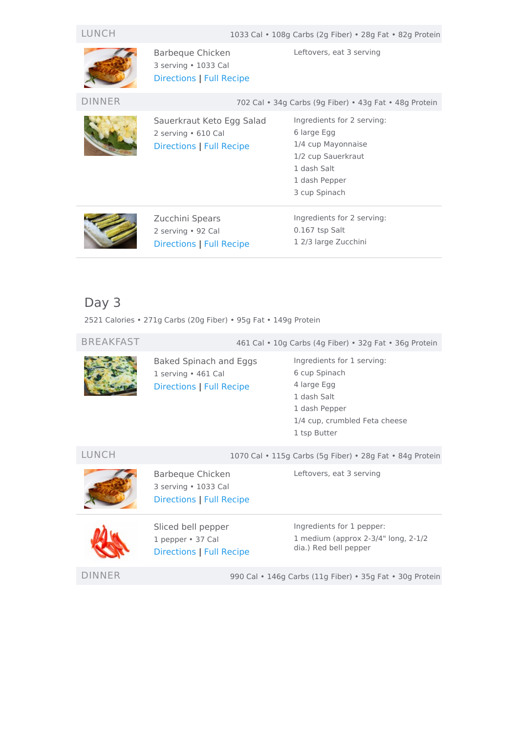## LUNCH

1033 Cal • 108g Carbs (2g Fiber) • 28g Fat • 82g Protein

**Barbeque Chicken**
3 serving • 1033 Cal
Directions | Full Recipe

Leftovers, eat 3 serving

## DINNER

702 Cal • 34g Carbs (9g Fiber) • 43g Fat • 48g Protein

**Sauerkraut Keto Egg Salad**
2 serving • 610 Cal
Directions | Full Recipe

Ingredients for 2 serving:
- 6 large Egg
- 1/4 cup Mayonnaise
- 1/2 cup Sauerkraut
- 1 dash Salt
- 1 dash Pepper
- 3 cup Spinach

**Zucchini Spears**
2 serving • 92 Cal
Directions | Full Recipe

Ingredients for 2 serving:
- 0.167 tsp Salt
- 1 2/3 large Zucchini

# Day 3

2521 Calories • 271g Carbs (20g Fiber) • 95g Fat • 149g Protein

## BREAKFAST

461 Cal • 10g Carbs (4g Fiber) • 32g Fat • 36g Protein

**Baked Spinach and Eggs**
1 serving • 461 Cal
Directions | Full Recipe

Ingredients for 1 serving:
- 6 cup Spinach
- 4 large Egg
- 1 dash Salt
- 1 dash Pepper
- 1/4 cup, crumbled Feta cheese
- 1 tsp Butter

## LUNCH

1070 Cal • 115g Carbs (5g Fiber) • 28g Fat • 84g Protein

**Barbeque Chicken**
3 serving • 1033 Cal
Directions | Full Recipe

Leftovers, eat 3 serving

**Sliced bell pepper**
1 pepper • 37 Cal
Directions | Full Recipe

Ingredients for 1 pepper:
- 1 medium (approx 2-3/4" long, 2-1/2 dia.) Red bell pepper

## DINNER

990 Cal • 146g Carbs (11g Fiber) • 35g Fat • 30g Protein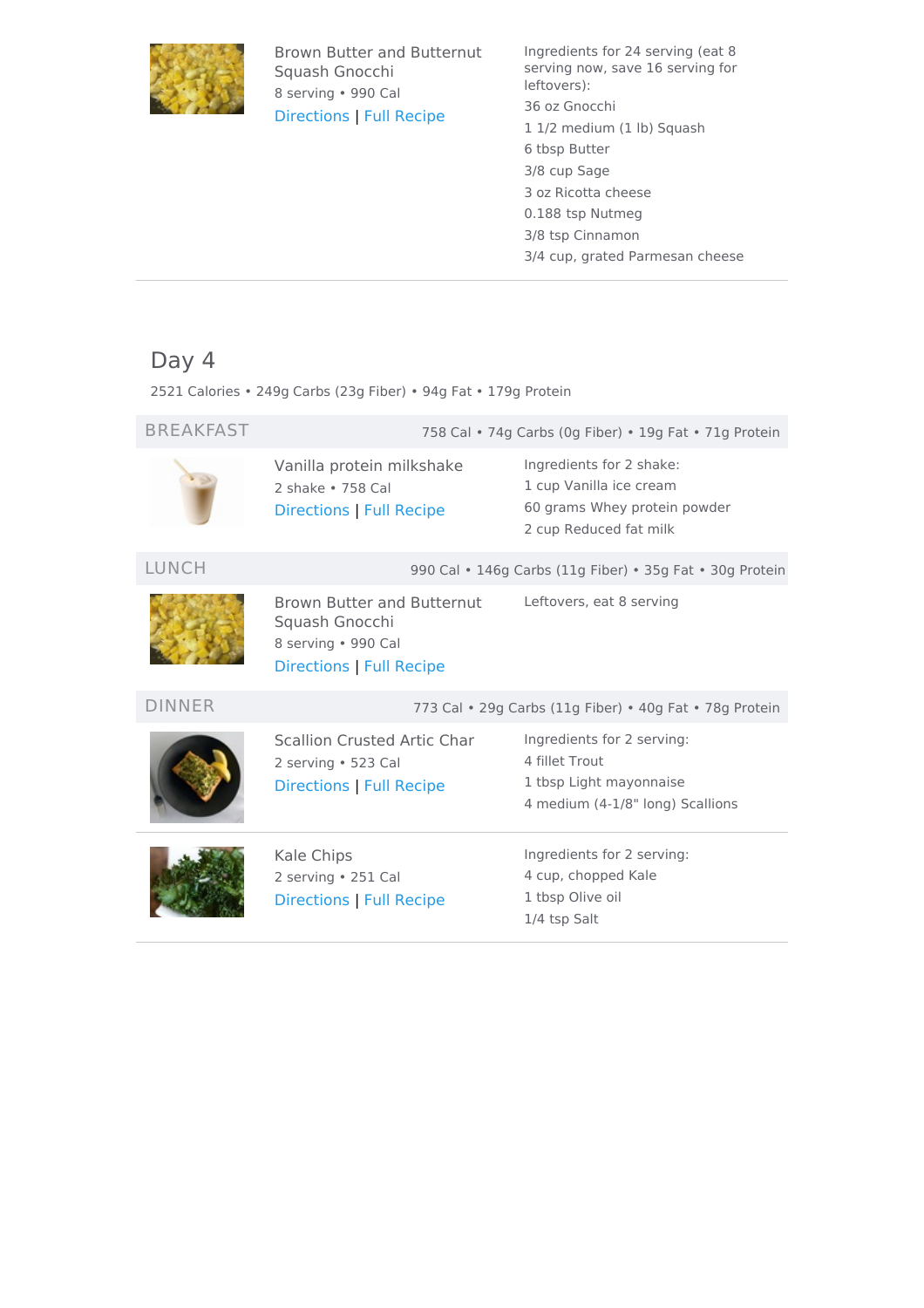### Brown Butter and Butternut Squash Gnocchi

8 serving • 990 Cal

Directions | Full Recipe

Ingredients for 24 serving (eat 8 serving now, save 16 serving for leftovers):

- 36 oz Gnocchi
- 1 1/2 medium (1 lb) Squash
- 6 tbsp Butter
- 3/8 cup Sage
- 3 oz Ricotta cheese
- 0.188 tsp Nutmeg
- 3/8 tsp Cinnamon
- 3/4 cup, grated Parmesan cheese

## Day 4

2521 Calories • 249g Carbs (23g Fiber) • 94g Fat • 179g Protein

### BREAKFAST

758 Cal • 74g Carbs (0g Fiber) • 19g Fat • 71g Protein

#### Vanilla protein milkshake

2 shake • 758 Cal

Directions | Full Recipe

Ingredients for 2 shake:

- 1 cup Vanilla ice cream
- 60 grams Whey protein powder
- 2 cup Reduced fat milk

### LUNCH

990 Cal • 146g Carbs (11g Fiber) • 35g Fat • 30g Protein

#### Brown Butter and Butternut Squash Gnocchi

8 serving • 990 Cal

Directions | Full Recipe

Leftovers, eat 8 serving

### DINNER

773 Cal • 29g Carbs (11g Fiber) • 40g Fat • 78g Protein

#### Scallion Crusted Artic Char

2 serving • 523 Cal

Directions | Full Recipe

Ingredients for 2 serving:

- 4 fillet Trout
- 1 tbsp Light mayonnaise
- 4 medium (4-1/8" long) Scallions

#### Kale Chips

2 serving • 251 Cal

Directions | Full Recipe

Ingredients for 2 serving:

- 4 cup, chopped Kale
- 1 tbsp Olive oil
- 1/4 tsp Salt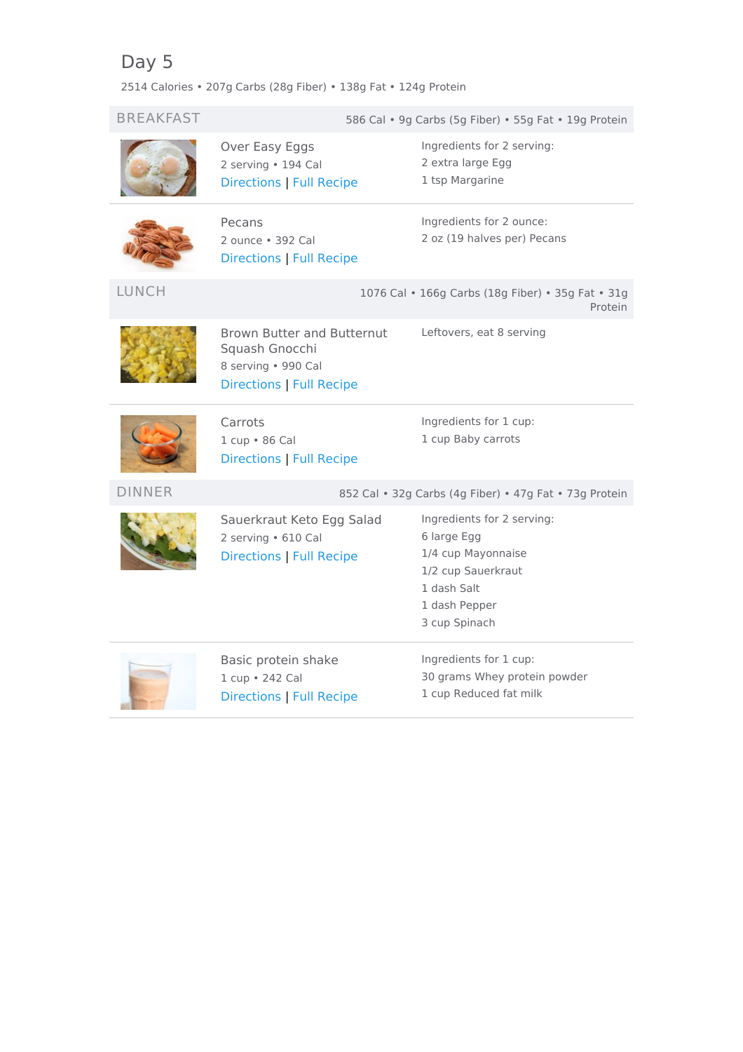# Day 5

2514 Calories • 207g Carbs (28g Fiber) • 138g Fat • 124g Protein

## BREAKFAST

586 Cal • 9g Carbs (5g Fiber) • 55g Fat • 19g Protein

### Over Easy Eggs

2 serving • 194 Cal

Directions | Full Recipe

Ingredients for 2 serving:
- 2 extra large Egg
- 1 tsp Margarine

### Pecans

2 ounce • 392 Cal

Directions | Full Recipe

Ingredients for 2 ounce:
- 2 oz (19 halves per) Pecans

## LUNCH

1076 Cal • 166g Carbs (18g Fiber) • 35g Fat • 31g Protein

### Brown Butter and Butternut Squash Gnocchi

8 serving • 990 Cal

Directions | Full Recipe

Leftovers, eat 8 serving

### Carrots

1 cup • 86 Cal

Directions | Full Recipe

Ingredients for 1 cup:
- 1 cup Baby carrots

## DINNER

852 Cal • 32g Carbs (4g Fiber) • 47g Fat • 73g Protein

### Sauerkraut Keto Egg Salad

2 serving • 610 Cal

Directions | Full Recipe

Ingredients for 2 serving:
- 6 large Egg
- 1/4 cup Mayonnaise
- 1/2 cup Sauerkraut
- 1 dash Salt
- 1 dash Pepper
- 3 cup Spinach

### Basic protein shake

1 cup • 242 Cal

Directions | Full Recipe

Ingredients for 1 cup:
- 30 grams Whey protein powder
- 1 cup Reduced fat milk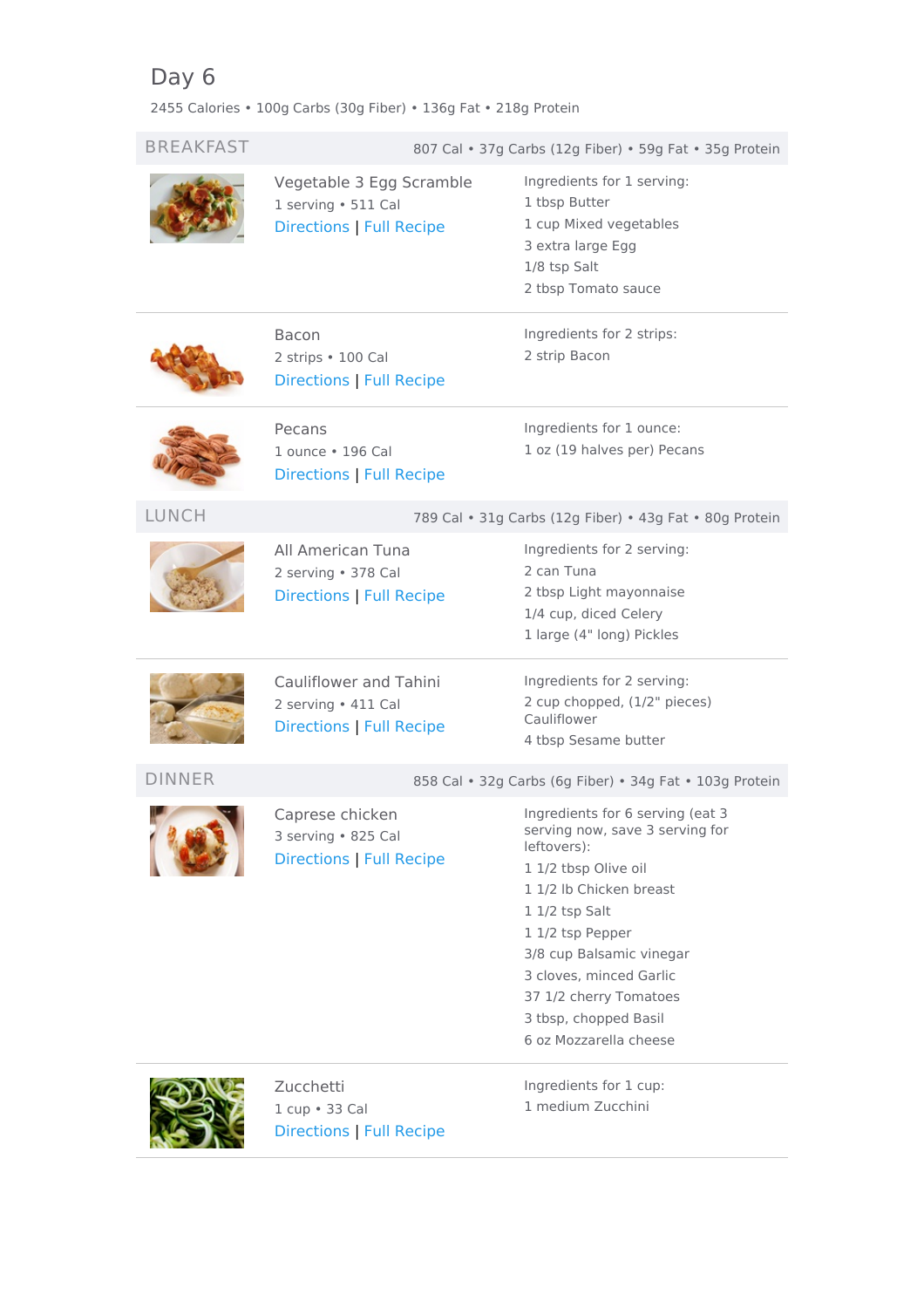# Day 6

2455 Calories • 100g Carbs (30g Fiber) • 136g Fat • 218g Protein

## BREAKFAST

807 Cal • 37g Carbs (12g Fiber) • 59g Fat • 35g Protein

### Vegetable 3 Egg Scramble

1 serving • 511 Cal

Directions | Full Recipe

Ingredients for 1 serving:

- 1 tbsp Butter
- 1 cup Mixed vegetables
- 3 extra large Egg
- 1/8 tsp Salt
- 2 tbsp Tomato sauce

---

### Bacon

2 strips • 100 Cal

Directions | Full Recipe

Ingredients for 2 strips:

- 2 strip Bacon

---

### Pecans

1 ounce • 196 Cal

Directions | Full Recipe

Ingredients for 1 ounce:

- 1 oz (19 halves per) Pecans

## LUNCH

789 Cal • 31g Carbs (12g Fiber) • 43g Fat • 80g Protein

### All American Tuna

2 serving • 378 Cal

Directions | Full Recipe

Ingredients for 2 serving:

- 2 can Tuna
- 2 tbsp Light mayonnaise
- 1/4 cup, diced Celery
- 1 large (4" long) Pickles

---

### Cauliflower and Tahini

2 serving • 411 Cal

Directions | Full Recipe

Ingredients for 2 serving:

- 2 cup chopped, (1/2" pieces) Cauliflower
- 4 tbsp Sesame butter

## DINNER

858 Cal • 32g Carbs (6g Fiber) • 34g Fat • 103g Protein

### Caprese chicken

3 serving • 825 Cal

Directions | Full Recipe

Ingredients for 6 serving (eat 3 serving now, save 3 serving for leftovers):

- 1 1/2 tbsp Olive oil
- 1 1/2 lb Chicken breast
- 1 1/2 tsp Salt
- 1 1/2 tsp Pepper
- 3/8 cup Balsamic vinegar
- 3 cloves, minced Garlic
- 37 1/2 cherry Tomatoes
- 3 tbsp, chopped Basil
- 6 oz Mozzarella cheese

---

### Zucchetti

1 cup • 33 Cal

Directions | Full Recipe

Ingredients for 1 cup:

- 1 medium Zucchini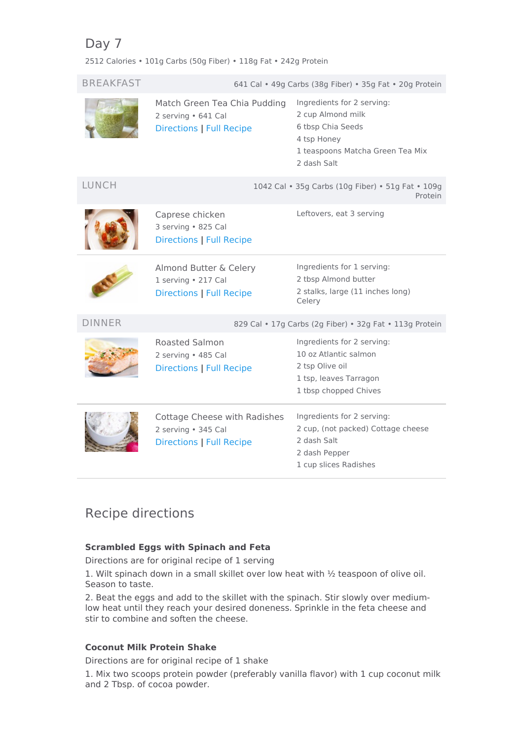## Day 7

2512 Calories • 101g Carbs (50g Fiber) • 118g Fat • 242g Protein

### BREAKFAST

641 Cal • 49g Carbs (38g Fiber) • 35g Fat • 20g Protein

**Match Green Tea Chia Pudding**
2 serving • 641 Cal
Directions | Full Recipe

Ingredients for 2 serving:
- 2 cup Almond milk
- 6 tbsp Chia Seeds
- 4 tsp Honey
- 1 teaspoons Matcha Green Tea Mix
- 2 dash Salt

### LUNCH

1042 Cal • 35g Carbs (10g Fiber) • 51g Fat • 109g Protein

**Caprese chicken**
3 serving • 825 Cal
Directions | Full Recipe

Leftovers, eat 3 serving

**Almond Butter & Celery**
1 serving • 217 Cal
Directions | Full Recipe

Ingredients for 1 serving:
- 2 tbsp Almond butter
- 2 stalks, large (11 inches long) Celery

### DINNER

829 Cal • 17g Carbs (2g Fiber) • 32g Fat • 113g Protein

**Roasted Salmon**
2 serving • 485 Cal
Directions | Full Recipe

Ingredients for 2 serving:
- 10 oz Atlantic salmon
- 2 tsp Olive oil
- 1 tsp, leaves Tarragon
- 1 tbsp chopped Chives

**Cottage Cheese with Radishes**
2 serving • 345 Cal
Directions | Full Recipe

Ingredients for 2 serving:
- 2 cup, (not packed) Cottage cheese
- 2 dash Salt
- 2 dash Pepper
- 1 cup slices Radishes

## Recipe directions

**Scrambled Eggs with Spinach and Feta**

Directions are for original recipe of 1 serving

1. Wilt spinach down in a small skillet over low heat with ½ teaspoon of olive oil. Season to taste.

2. Beat the eggs and add to the skillet with the spinach. Stir slowly over medium-low heat until they reach your desired doneness. Sprinkle in the feta cheese and stir to combine and soften the cheese.

**Coconut Milk Protein Shake**

Directions are for original recipe of 1 shake

1. Mix two scoops protein powder (preferably vanilla flavor) with 1 cup coconut milk and 2 Tbsp. of cocoa powder.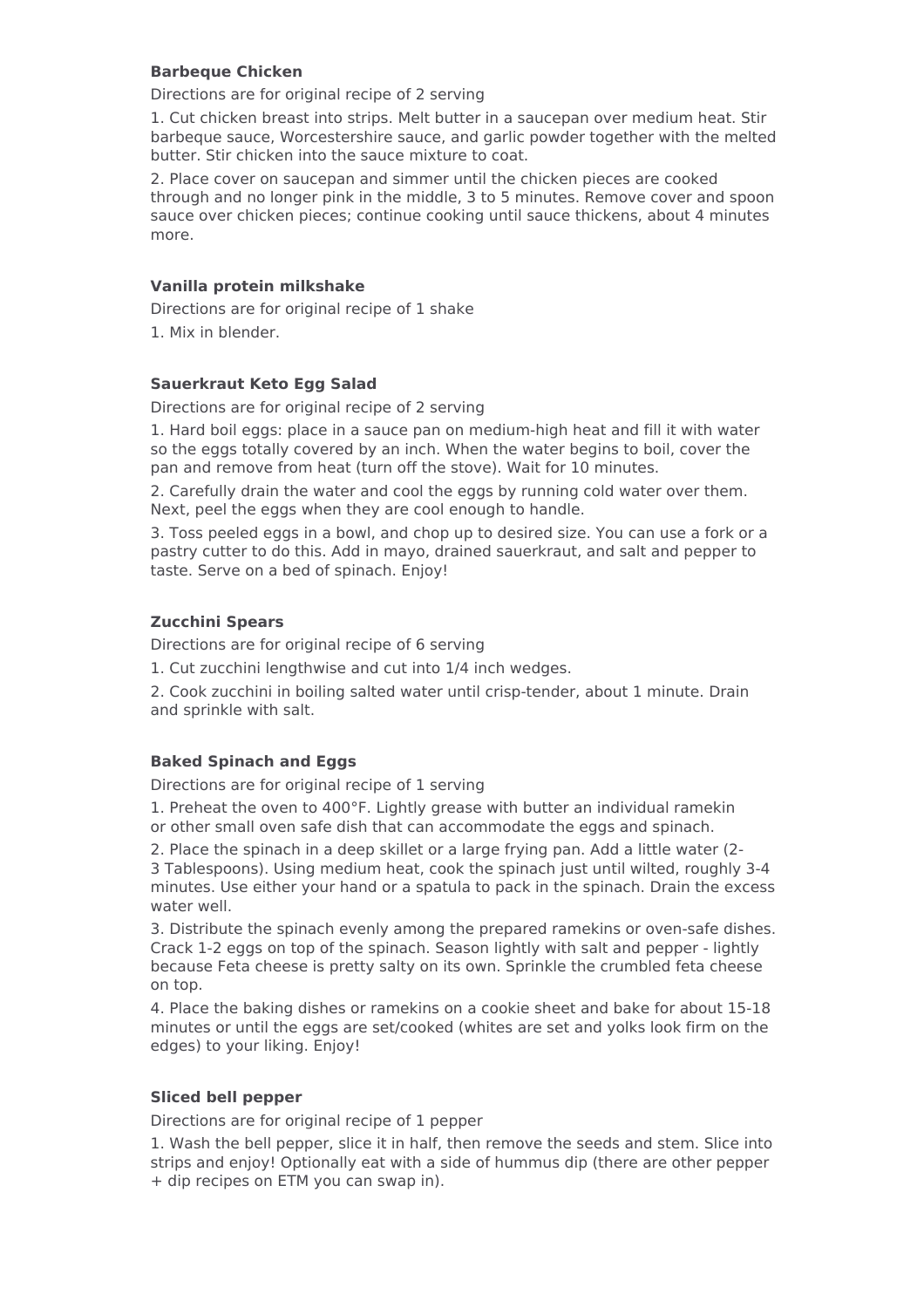**Barbeque Chicken**

Directions are for original recipe of 2 serving

1. Cut chicken breast into strips. Melt butter in a saucepan over medium heat. Stir barbeque sauce, Worcestershire sauce, and garlic powder together with the melted butter. Stir chicken into the sauce mixture to coat.

2. Place cover on saucepan and simmer until the chicken pieces are cooked through and no longer pink in the middle, 3 to 5 minutes. Remove cover and spoon sauce over chicken pieces; continue cooking until sauce thickens, about 4 minutes more.

**Vanilla protein milkshake**

Directions are for original recipe of 1 shake

1. Mix in blender.

**Sauerkraut Keto Egg Salad**

Directions are for original recipe of 2 serving

1. Hard boil eggs: place in a sauce pan on medium-high heat and fill it with water so the eggs totally covered by an inch. When the water begins to boil, cover the pan and remove from heat (turn off the stove). Wait for 10 minutes.

2. Carefully drain the water and cool the eggs by running cold water over them. Next, peel the eggs when they are cool enough to handle.

3. Toss peeled eggs in a bowl, and chop up to desired size. You can use a fork or a pastry cutter to do this. Add in mayo, drained sauerkraut, and salt and pepper to taste. Serve on a bed of spinach. Enjoy!

**Zucchini Spears**

Directions are for original recipe of 6 serving

1. Cut zucchini lengthwise and cut into 1/4 inch wedges.

2. Cook zucchini in boiling salted water until crisp-tender, about 1 minute. Drain and sprinkle with salt.

**Baked Spinach and Eggs**

Directions are for original recipe of 1 serving

1. Preheat the oven to 400°F. Lightly grease with butter an individual ramekin or other small oven safe dish that can accommodate the eggs and spinach.

2. Place the spinach in a deep skillet or a large frying pan. Add a little water (2-3 Tablespoons). Using medium heat, cook the spinach just until wilted, roughly 3-4 minutes. Use either your hand or a spatula to pack in the spinach. Drain the excess water well.

3. Distribute the spinach evenly among the prepared ramekins or oven-safe dishes. Crack 1-2 eggs on top of the spinach. Season lightly with salt and pepper - lightly because Feta cheese is pretty salty on its own. Sprinkle the crumbled feta cheese on top.

4. Place the baking dishes or ramekins on a cookie sheet and bake for about 15-18 minutes or until the eggs are set/cooked (whites are set and yolks look firm on the edges) to your liking. Enjoy!

**Sliced bell pepper**

Directions are for original recipe of 1 pepper

1. Wash the bell pepper, slice it in half, then remove the seeds and stem. Slice into strips and enjoy! Optionally eat with a side of hummus dip (there are other pepper + dip recipes on ETM you can swap in).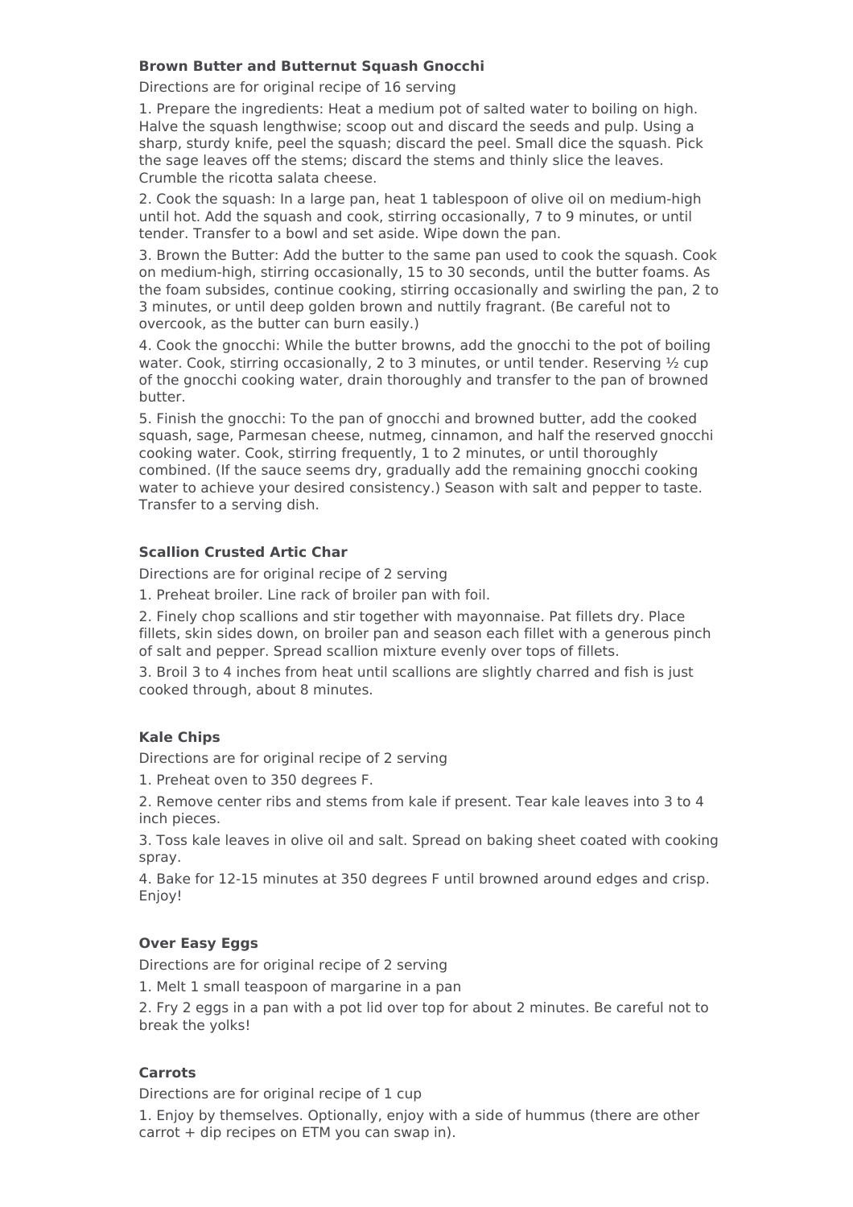**Brown Butter and Butternut Squash Gnocchi**

Directions are for original recipe of 16 serving

1. Prepare the ingredients: Heat a medium pot of salted water to boiling on high. Halve the squash lengthwise; scoop out and discard the seeds and pulp. Using a sharp, sturdy knife, peel the squash; discard the peel. Small dice the squash. Pick the sage leaves off the stems; discard the stems and thinly slice the leaves. Crumble the ricotta salata cheese.

2. Cook the squash: In a large pan, heat 1 tablespoon of olive oil on medium-high until hot. Add the squash and cook, stirring occasionally, 7 to 9 minutes, or until tender. Transfer to a bowl and set aside. Wipe down the pan.

3. Brown the Butter: Add the butter to the same pan used to cook the squash. Cook on medium-high, stirring occasionally, 15 to 30 seconds, until the butter foams. As the foam subsides, continue cooking, stirring occasionally and swirling the pan, 2 to 3 minutes, or until deep golden brown and nuttily fragrant. (Be careful not to overcook, as the butter can burn easily.)

4. Cook the gnocchi: While the butter browns, add the gnocchi to the pot of boiling water. Cook, stirring occasionally, 2 to 3 minutes, or until tender. Reserving ½ cup of the gnocchi cooking water, drain thoroughly and transfer to the pan of browned butter.

5. Finish the gnocchi: To the pan of gnocchi and browned butter, add the cooked squash, sage, Parmesan cheese, nutmeg, cinnamon, and half the reserved gnocchi cooking water. Cook, stirring frequently, 1 to 2 minutes, or until thoroughly combined. (If the sauce seems dry, gradually add the remaining gnocchi cooking water to achieve your desired consistency.) Season with salt and pepper to taste. Transfer to a serving dish.

**Scallion Crusted Artic Char**

Directions are for original recipe of 2 serving

1. Preheat broiler. Line rack of broiler pan with foil.

2. Finely chop scallions and stir together with mayonnaise. Pat fillets dry. Place fillets, skin sides down, on broiler pan and season each fillet with a generous pinch of salt and pepper. Spread scallion mixture evenly over tops of fillets.

3. Broil 3 to 4 inches from heat until scallions are slightly charred and fish is just cooked through, about 8 minutes.

**Kale Chips**

Directions are for original recipe of 2 serving

1. Preheat oven to 350 degrees F.

2. Remove center ribs and stems from kale if present. Tear kale leaves into 3 to 4 inch pieces.

3. Toss kale leaves in olive oil and salt. Spread on baking sheet coated with cooking spray.

4. Bake for 12-15 minutes at 350 degrees F until browned around edges and crisp. Enjoy!

**Over Easy Eggs**

Directions are for original recipe of 2 serving

1. Melt 1 small teaspoon of margarine in a pan

2. Fry 2 eggs in a pan with a pot lid over top for about 2 minutes. Be careful not to break the yolks!

**Carrots**

Directions are for original recipe of 1 cup

1. Enjoy by themselves. Optionally, enjoy with a side of hummus (there are other carrot + dip recipes on ETM you can swap in).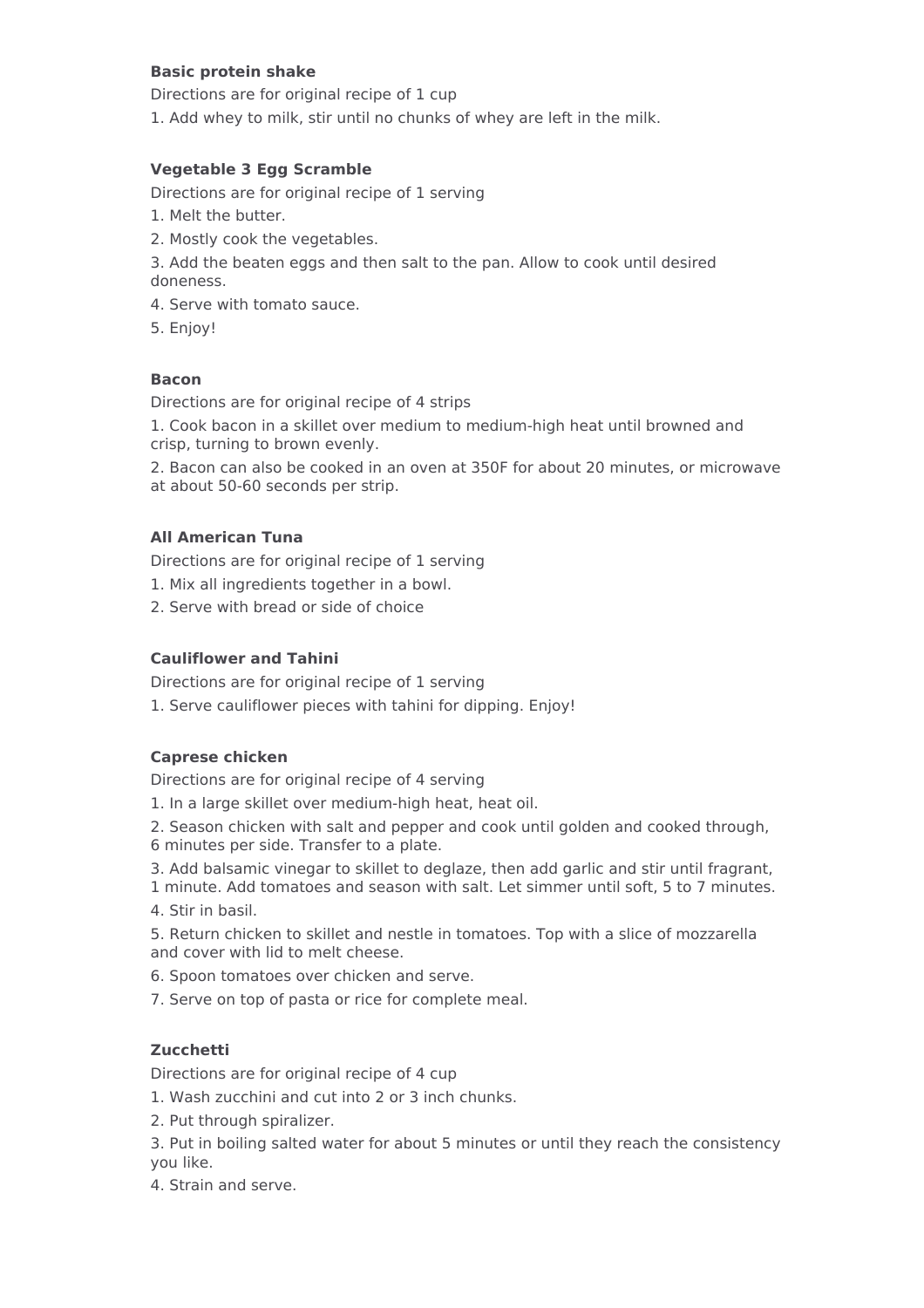**Basic protein shake**

Directions are for original recipe of 1 cup

1. Add whey to milk, stir until no chunks of whey are left in the milk.

**Vegetable 3 Egg Scramble**

Directions are for original recipe of 1 serving

1. Melt the butter.
2. Mostly cook the vegetables.
3. Add the beaten eggs and then salt to the pan. Allow to cook until desired doneness.
4. Serve with tomato sauce.
5. Enjoy!

**Bacon**

Directions are for original recipe of 4 strips

1. Cook bacon in a skillet over medium to medium-high heat until browned and crisp, turning to brown evenly.
2. Bacon can also be cooked in an oven at 350F for about 20 minutes, or microwave at about 50-60 seconds per strip.

**All American Tuna**

Directions are for original recipe of 1 serving

1. Mix all ingredients together in a bowl.
2. Serve with bread or side of choice

**Cauliflower and Tahini**

Directions are for original recipe of 1 serving

1. Serve cauliflower pieces with tahini for dipping. Enjoy!

**Caprese chicken**

Directions are for original recipe of 4 serving

1. In a large skillet over medium-high heat, heat oil.
2. Season chicken with salt and pepper and cook until golden and cooked through, 6 minutes per side. Transfer to a plate.
3. Add balsamic vinegar to skillet to deglaze, then add garlic and stir until fragrant, 1 minute. Add tomatoes and season with salt. Let simmer until soft, 5 to 7 minutes.
4. Stir in basil.
5. Return chicken to skillet and nestle in tomatoes. Top with a slice of mozzarella and cover with lid to melt cheese.
6. Spoon tomatoes over chicken and serve.
7. Serve on top of pasta or rice for complete meal.

**Zucchetti**

Directions are for original recipe of 4 cup

1. Wash zucchini and cut into 2 or 3 inch chunks.
2. Put through spiralizer.
3. Put in boiling salted water for about 5 minutes or until they reach the consistency you like.
4. Strain and serve.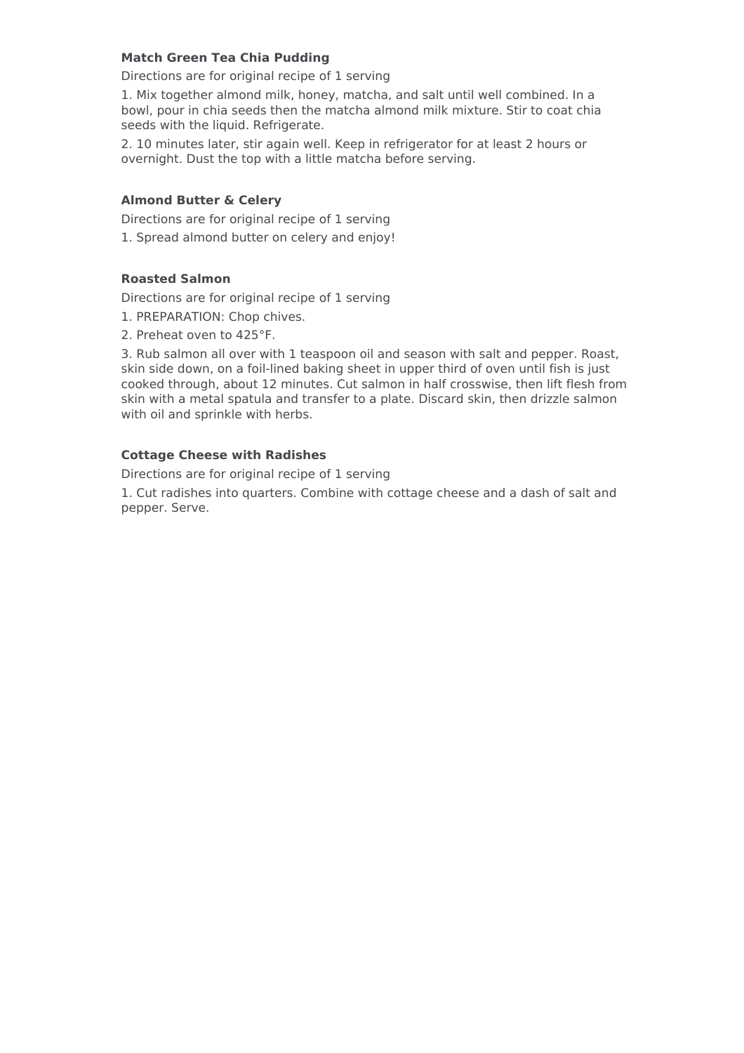**Match Green Tea Chia Pudding**

Directions are for original recipe of 1 serving

1. Mix together almond milk, honey, matcha, and salt until well combined. In a bowl, pour in chia seeds then the matcha almond milk mixture. Stir to coat chia seeds with the liquid. Refrigerate.

2. 10 minutes later, stir again well. Keep in refrigerator for at least 2 hours or overnight. Dust the top with a little matcha before serving.

**Almond Butter & Celery**

Directions are for original recipe of 1 serving

1. Spread almond butter on celery and enjoy!

**Roasted Salmon**

Directions are for original recipe of 1 serving

1. PREPARATION: Chop chives.

2. Preheat oven to 425°F.

3. Rub salmon all over with 1 teaspoon oil and season with salt and pepper. Roast, skin side down, on a foil-lined baking sheet in upper third of oven until fish is just cooked through, about 12 minutes. Cut salmon in half crosswise, then lift flesh from skin with a metal spatula and transfer to a plate. Discard skin, then drizzle salmon with oil and sprinkle with herbs.

**Cottage Cheese with Radishes**

Directions are for original recipe of 1 serving

1. Cut radishes into quarters. Combine with cottage cheese and a dash of salt and pepper. Serve.